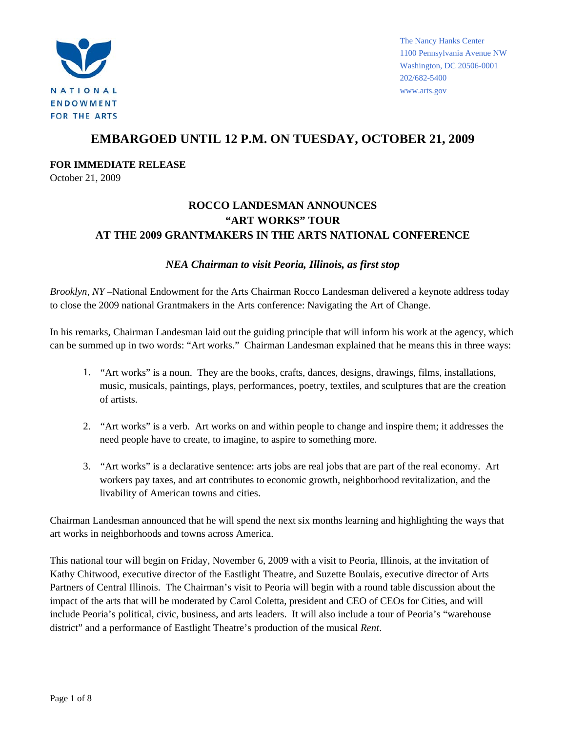NATIONAL ENDOWMENT FOR THE ARTS

The Nancy Hanks Center
1100 Pennsylvania Avenue NW
Washington, DC 20506-0001
202/682-5400
www.arts.gov

# EMBARGOED UNTIL 12 P.M. ON TUESDAY, OCTOBER 21, 2009

**FOR IMMEDIATE RELEASE**
October 21, 2009

## ROCCO LANDESMAN ANNOUNCES "ART WORKS" TOUR AT THE 2009 GRANTMAKERS IN THE ARTS NATIONAL CONFERENCE

***NEA Chairman to visit Peoria, Illinois, as first stop***

*Brooklyn, NY* –National Endowment for the Arts Chairman Rocco Landesman delivered a keynote address today to close the 2009 national Grantmakers in the Arts conference: Navigating the Art of Change.

In his remarks, Chairman Landesman laid out the guiding principle that will inform his work at the agency, which can be summed up in two words: "Art works." Chairman Landesman explained that he means this in three ways:

1. "Art works" is a noun. They are the books, crafts, dances, designs, drawings, films, installations, music, musicals, paintings, plays, performances, poetry, textiles, and sculptures that are the creation of artists.

2. "Art works" is a verb. Art works on and within people to change and inspire them; it addresses the need people have to create, to imagine, to aspire to something more.

3. "Art works" is a declarative sentence: arts jobs are real jobs that are part of the real economy. Art workers pay taxes, and art contributes to economic growth, neighborhood revitalization, and the livability of American towns and cities.

Chairman Landesman announced that he will spend the next six months learning and highlighting the ways that art works in neighborhoods and towns across America.

This national tour will begin on Friday, November 6, 2009 with a visit to Peoria, Illinois, at the invitation of Kathy Chitwood, executive director of the Eastlight Theatre, and Suzette Boulais, executive director of Arts Partners of Central Illinois. The Chairman's visit to Peoria will begin with a round table discussion about the impact of the arts that will be moderated by Carol Coletta, president and CEO of CEOs for Cities, and will include Peoria's political, civic, business, and arts leaders. It will also include a tour of Peoria's "warehouse district" and a performance of Eastlight Theatre's production of the musical *Rent*.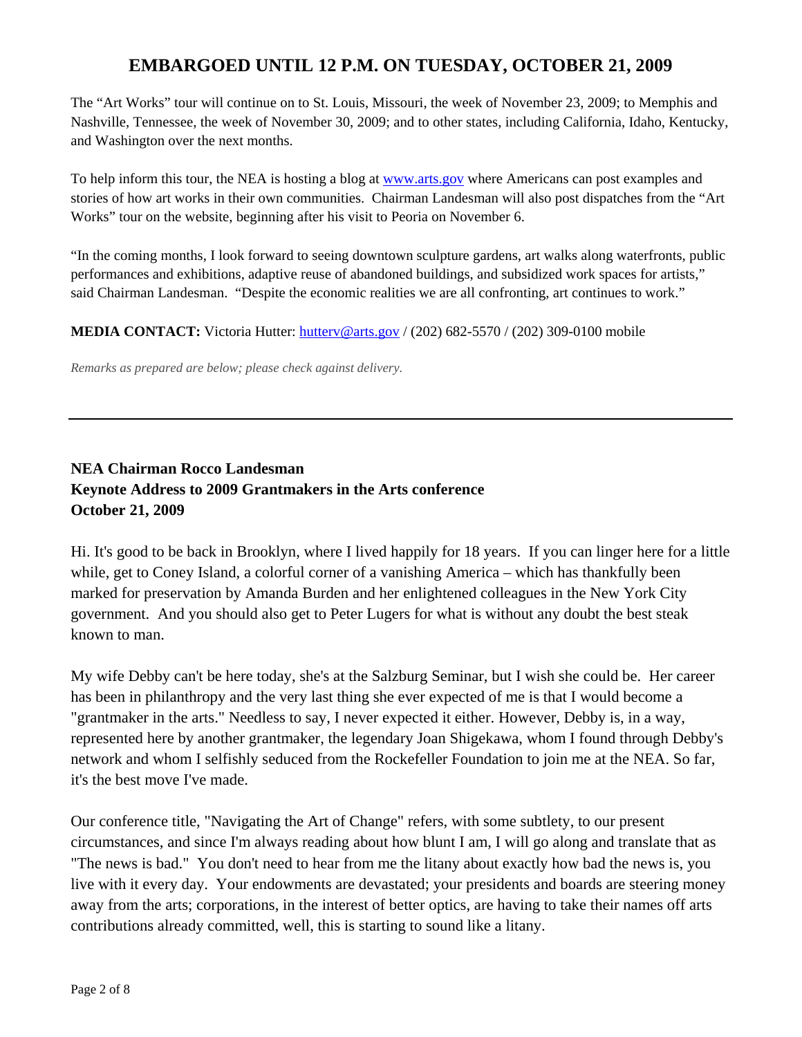# EMBARGOED UNTIL 12 P.M. ON TUESDAY, OCTOBER 21, 2009

The "Art Works" tour will continue on to St. Louis, Missouri, the week of November 23, 2009; to Memphis and Nashville, Tennessee, the week of November 30, 2009; and to other states, including California, Idaho, Kentucky, and Washington over the next months.

To help inform this tour, the NEA is hosting a blog at www.arts.gov where Americans can post examples and stories of how art works in their own communities. Chairman Landesman will also post dispatches from the "Art Works" tour on the website, beginning after his visit to Peoria on November 6.

"In the coming months, I look forward to seeing downtown sculpture gardens, art walks along waterfronts, public performances and exhibitions, adaptive reuse of abandoned buildings, and subsidized work spaces for artists," said Chairman Landesman. "Despite the economic realities we are all confronting, art continues to work."

**MEDIA CONTACT:** Victoria Hutter: hutterv@arts.gov / (202) 682-5570 / (202) 309-0100 mobile

*Remarks as prepared are below; please check against delivery.*

---

**NEA Chairman Rocco Landesman**
**Keynote Address to 2009 Grantmakers in the Arts conference**
**October 21, 2009**

Hi. It's good to be back in Brooklyn, where I lived happily for 18 years. If you can linger here for a little while, get to Coney Island, a colorful corner of a vanishing America – which has thankfully been marked for preservation by Amanda Burden and her enlightened colleagues in the New York City government. And you should also get to Peter Lugers for what is without any doubt the best steak known to man.

My wife Debby can't be here today, she's at the Salzburg Seminar, but I wish she could be. Her career has been in philanthropy and the very last thing she ever expected of me is that I would become a "grantmaker in the arts." Needless to say, I never expected it either. However, Debby is, in a way, represented here by another grantmaker, the legendary Joan Shigekawa, whom I found through Debby's network and whom I selfishly seduced from the Rockefeller Foundation to join me at the NEA. So far, it's the best move I've made.

Our conference title, "Navigating the Art of Change" refers, with some subtlety, to our present circumstances, and since I'm always reading about how blunt I am, I will go along and translate that as "The news is bad." You don't need to hear from me the litany about exactly how bad the news is, you live with it every day. Your endowments are devastated; your presidents and boards are steering money away from the arts; corporations, in the interest of better optics, are having to take their names off arts contributions already committed, well, this is starting to sound like a litany.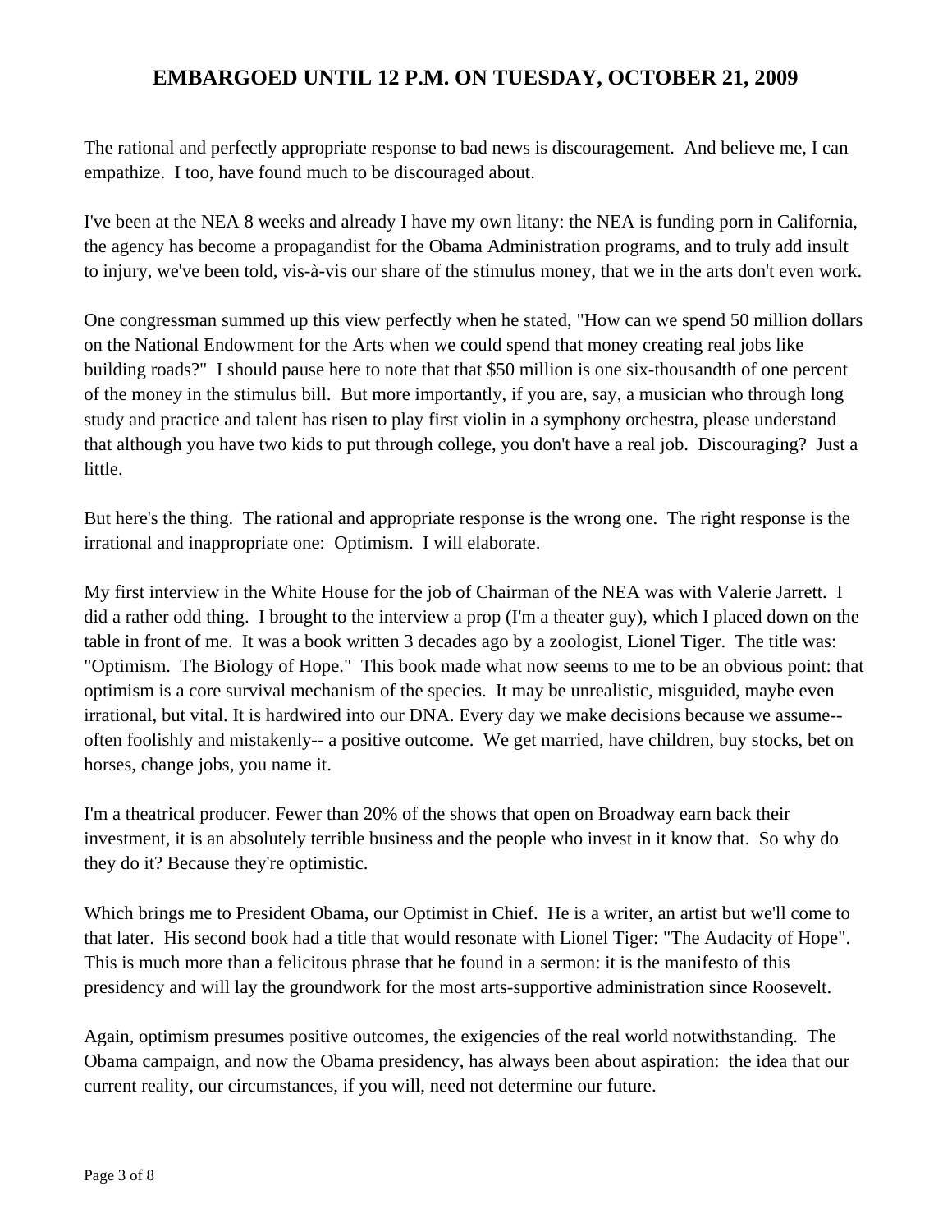The rational and perfectly appropriate response to bad news is discouragement. And believe me, I can empathize. I too, have found much to be discouraged about.

I've been at the NEA 8 weeks and already I have my own litany: the NEA is funding porn in California, the agency has become a propagandist for the Obama Administration programs, and to truly add insult to injury, we've been told, vis-à-vis our share of the stimulus money, that we in the arts don't even work.

One congressman summed up this view perfectly when he stated, "How can we spend 50 million dollars on the National Endowment for the Arts when we could spend that money creating real jobs like building roads?" I should pause here to note that that $50 million is one six-thousandth of one percent of the money in the stimulus bill. But more importantly, if you are, say, a musician who through long study and practice and talent has risen to play first violin in a symphony orchestra, please understand that although you have two kids to put through college, you don't have a real job. Discouraging? Just a little.

But here's the thing. The rational and appropriate response is the wrong one. The right response is the irrational and inappropriate one: Optimism. I will elaborate.

My first interview in the White House for the job of Chairman of the NEA was with Valerie Jarrett. I did a rather odd thing. I brought to the interview a prop (I'm a theater guy), which I placed down on the table in front of me. It was a book written 3 decades ago by a zoologist, Lionel Tiger. The title was: "Optimism. The Biology of Hope." This book made what now seems to me to be an obvious point: that optimism is a core survival mechanism of the species. It may be unrealistic, misguided, maybe even irrational, but vital. It is hardwired into our DNA. Every day we make decisions because we assume-- often foolishly and mistakenly-- a positive outcome. We get married, have children, buy stocks, bet on horses, change jobs, you name it.

I'm a theatrical producer. Fewer than 20% of the shows that open on Broadway earn back their investment, it is an absolutely terrible business and the people who invest in it know that. So why do they do it? Because they're optimistic.

Which brings me to President Obama, our Optimist in Chief. He is a writer, an artist but we'll come to that later. His second book had a title that would resonate with Lionel Tiger: "The Audacity of Hope". This is much more than a felicitous phrase that he found in a sermon: it is the manifesto of this presidency and will lay the groundwork for the most arts-supportive administration since Roosevelt.

Again, optimism presumes positive outcomes, the exigencies of the real world notwithstanding. The Obama campaign, and now the Obama presidency, has always been about aspiration: the idea that our current reality, our circumstances, if you will, need not determine our future.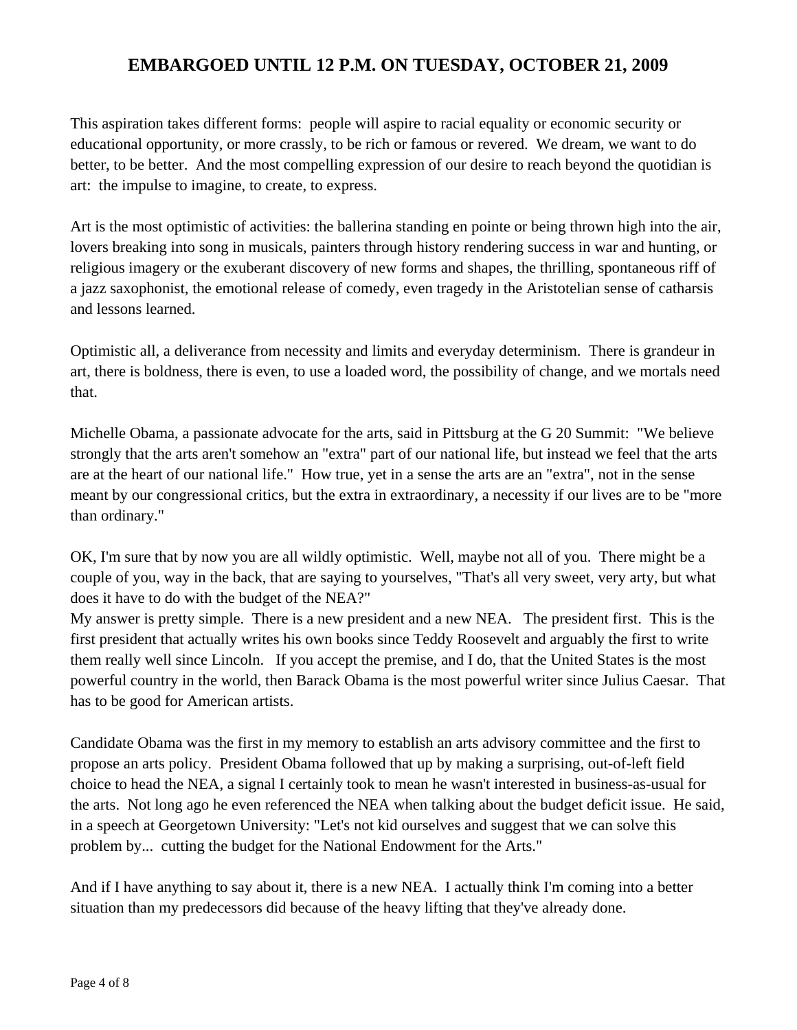This aspiration takes different forms: people will aspire to racial equality or economic security or educational opportunity, or more crassly, to be rich or famous or revered. We dream, we want to do better, to be better. And the most compelling expression of our desire to reach beyond the quotidian is art: the impulse to imagine, to create, to express.

Art is the most optimistic of activities: the ballerina standing en pointe or being thrown high into the air, lovers breaking into song in musicals, painters through history rendering success in war and hunting, or religious imagery or the exuberant discovery of new forms and shapes, the thrilling, spontaneous riff of a jazz saxophonist, the emotional release of comedy, even tragedy in the Aristotelian sense of catharsis and lessons learned.

Optimistic all, a deliverance from necessity and limits and everyday determinism. There is grandeur in art, there is boldness, there is even, to use a loaded word, the possibility of change, and we mortals need that.

Michelle Obama, a passionate advocate for the arts, said in Pittsburg at the G 20 Summit: "We believe strongly that the arts aren't somehow an "extra" part of our national life, but instead we feel that the arts are at the heart of our national life." How true, yet in a sense the arts are an "extra", not in the sense meant by our congressional critics, but the extra in extraordinary, a necessity if our lives are to be "more than ordinary."

OK, I'm sure that by now you are all wildly optimistic. Well, maybe not all of you. There might be a couple of you, way in the back, that are saying to yourselves, "That's all very sweet, very arty, but what does it have to do with the budget of the NEA?"
My answer is pretty simple. There is a new president and a new NEA. The president first. This is the first president that actually writes his own books since Teddy Roosevelt and arguably the first to write them really well since Lincoln. If you accept the premise, and I do, that the United States is the most powerful country in the world, then Barack Obama is the most powerful writer since Julius Caesar. That has to be good for American artists.

Candidate Obama was the first in my memory to establish an arts advisory committee and the first to propose an arts policy. President Obama followed that up by making a surprising, out-of-left field choice to head the NEA, a signal I certainly took to mean he wasn't interested in business-as-usual for the arts. Not long ago he even referenced the NEA when talking about the budget deficit issue. He said, in a speech at Georgetown University: "Let's not kid ourselves and suggest that we can solve this problem by... cutting the budget for the National Endowment for the Arts."

And if I have anything to say about it, there is a new NEA. I actually think I'm coming into a better situation than my predecessors did because of the heavy lifting that they've already done.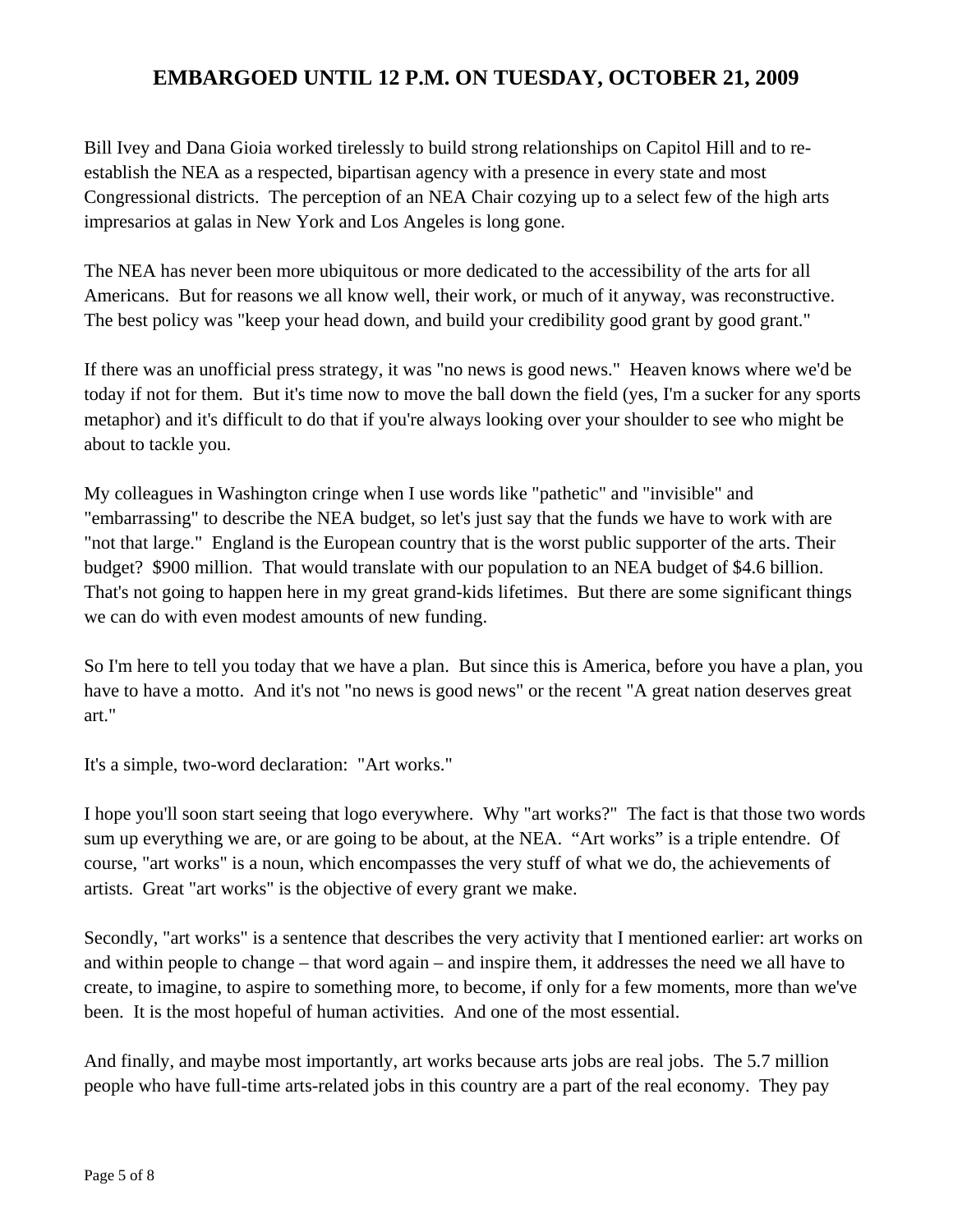**EMBARGOED UNTIL 12 P.M. ON TUESDAY, OCTOBER 21, 2009**

Bill Ivey and Dana Gioia worked tirelessly to build strong relationships on Capitol Hill and to re-establish the NEA as a respected, bipartisan agency with a presence in every state and most Congressional districts. The perception of an NEA Chair cozying up to a select few of the high arts impresarios at galas in New York and Los Angeles is long gone.

The NEA has never been more ubiquitous or more dedicated to the accessibility of the arts for all Americans. But for reasons we all know well, their work, or much of it anyway, was reconstructive. The best policy was "keep your head down, and build your credibility good grant by good grant."

If there was an unofficial press strategy, it was "no news is good news." Heaven knows where we'd be today if not for them. But it's time now to move the ball down the field (yes, I'm a sucker for any sports metaphor) and it's difficult to do that if you're always looking over your shoulder to see who might be about to tackle you.

My colleagues in Washington cringe when I use words like "pathetic" and "invisible" and "embarrassing" to describe the NEA budget, so let's just say that the funds we have to work with are "not that large." England is the European country that is the worst public supporter of the arts. Their budget? $900 million. That would translate with our population to an NEA budget of $4.6 billion. That's not going to happen here in my great grand-kids lifetimes. But there are some significant things we can do with even modest amounts of new funding.

So I'm here to tell you today that we have a plan. But since this is America, before you have a plan, you have to have a motto. And it's not "no news is good news" or the recent "A great nation deserves great art."

It's a simple, two-word declaration: "Art works."

I hope you'll soon start seeing that logo everywhere. Why "art works?" The fact is that those two words sum up everything we are, or are going to be about, at the NEA. "Art works" is a triple entendre. Of course, "art works" is a noun, which encompasses the very stuff of what we do, the achievements of artists. Great "art works" is the objective of every grant we make.

Secondly, "art works" is a sentence that describes the very activity that I mentioned earlier: art works on and within people to change – that word again – and inspire them, it addresses the need we all have to create, to imagine, to aspire to something more, to become, if only for a few moments, more than we've been. It is the most hopeful of human activities. And one of the most essential.

And finally, and maybe most importantly, art works because arts jobs are real jobs. The 5.7 million people who have full-time arts-related jobs in this country are a part of the real economy. They pay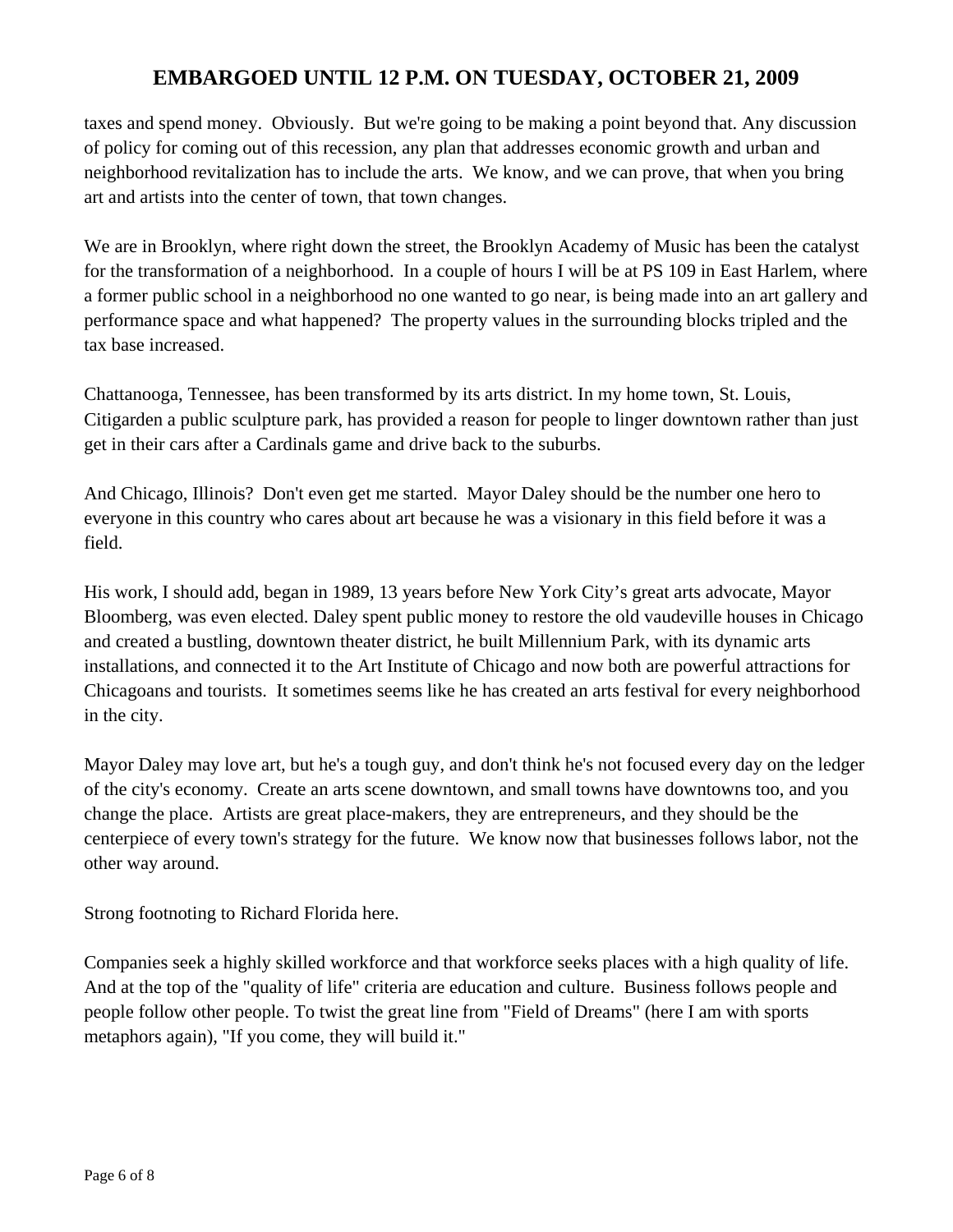taxes and spend money. Obviously. But we're going to be making a point beyond that. Any discussion of policy for coming out of this recession, any plan that addresses economic growth and urban and neighborhood revitalization has to include the arts. We know, and we can prove, that when you bring art and artists into the center of town, that town changes.

We are in Brooklyn, where right down the street, the Brooklyn Academy of Music has been the catalyst for the transformation of a neighborhood. In a couple of hours I will be at PS 109 in East Harlem, where a former public school in a neighborhood no one wanted to go near, is being made into an art gallery and performance space and what happened? The property values in the surrounding blocks tripled and the tax base increased.

Chattanooga, Tennessee, has been transformed by its arts district. In my home town, St. Louis, Citigarden a public sculpture park, has provided a reason for people to linger downtown rather than just get in their cars after a Cardinals game and drive back to the suburbs.

And Chicago, Illinois? Don't even get me started. Mayor Daley should be the number one hero to everyone in this country who cares about art because he was a visionary in this field before it was a field.

His work, I should add, began in 1989, 13 years before New York City's great arts advocate, Mayor Bloomberg, was even elected. Daley spent public money to restore the old vaudeville houses in Chicago and created a bustling, downtown theater district, he built Millennium Park, with its dynamic arts installations, and connected it to the Art Institute of Chicago and now both are powerful attractions for Chicagoans and tourists. It sometimes seems like he has created an arts festival for every neighborhood in the city.

Mayor Daley may love art, but he's a tough guy, and don't think he's not focused every day on the ledger of the city's economy. Create an arts scene downtown, and small towns have downtowns too, and you change the place. Artists are great place-makers, they are entrepreneurs, and they should be the centerpiece of every town's strategy for the future. We know now that businesses follows labor, not the other way around.

Strong footnoting to Richard Florida here.

Companies seek a highly skilled workforce and that workforce seeks places with a high quality of life. And at the top of the "quality of life" criteria are education and culture. Business follows people and people follow other people. To twist the great line from "Field of Dreams" (here I am with sports metaphors again), "If you come, they will build it."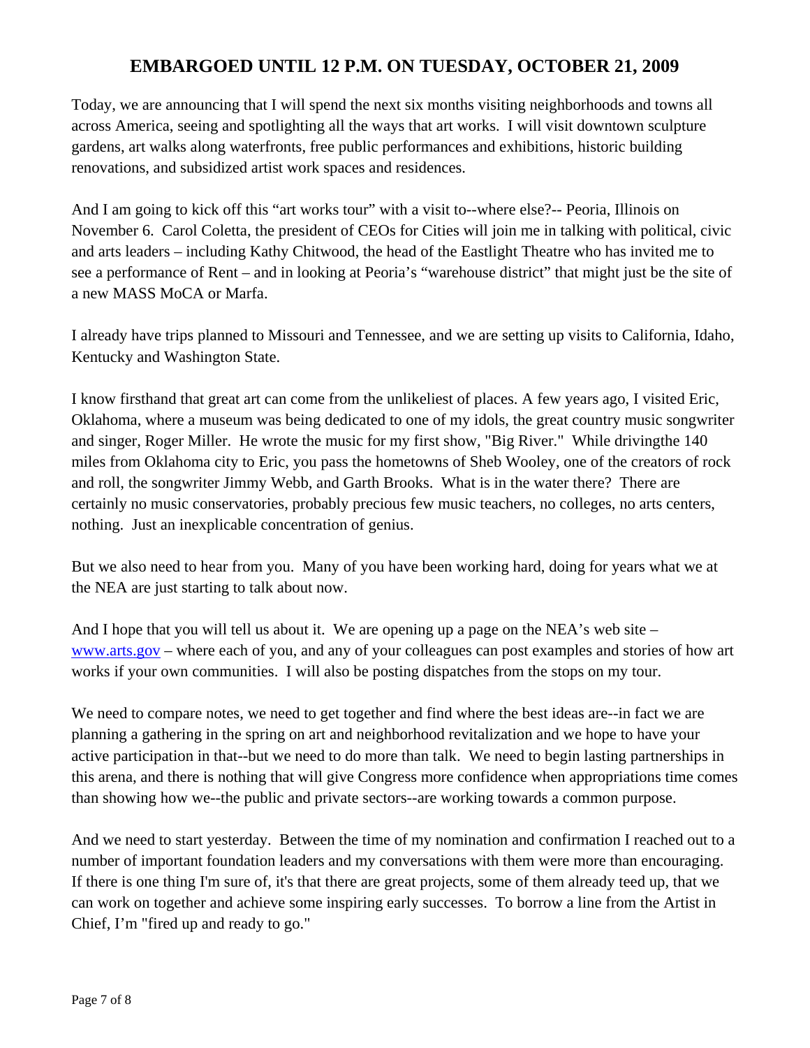**EMBARGOED UNTIL 12 P.M. ON TUESDAY, OCTOBER 21, 2009**

Today, we are announcing that I will spend the next six months visiting neighborhoods and towns all across America, seeing and spotlighting all the ways that art works. I will visit downtown sculpture gardens, art walks along waterfronts, free public performances and exhibitions, historic building renovations, and subsidized artist work spaces and residences.

And I am going to kick off this "art works tour" with a visit to--where else?-- Peoria, Illinois on November 6. Carol Coletta, the president of CEOs for Cities will join me in talking with political, civic and arts leaders – including Kathy Chitwood, the head of the Eastlight Theatre who has invited me to see a performance of Rent – and in looking at Peoria's "warehouse district" that might just be the site of a new MASS MoCA or Marfa.

I already have trips planned to Missouri and Tennessee, and we are setting up visits to California, Idaho, Kentucky and Washington State.

I know firsthand that great art can come from the unlikeliest of places. A few years ago, I visited Eric, Oklahoma, where a museum was being dedicated to one of my idols, the great country music songwriter and singer, Roger Miller. He wrote the music for my first show, "Big River." While drivingthe 140 miles from Oklahoma city to Eric, you pass the hometowns of Sheb Wooley, one of the creators of rock and roll, the songwriter Jimmy Webb, and Garth Brooks. What is in the water there? There are certainly no music conservatories, probably precious few music teachers, no colleges, no arts centers, nothing. Just an inexplicable concentration of genius.

But we also need to hear from you. Many of you have been working hard, doing for years what we at the NEA are just starting to talk about now.

And I hope that you will tell us about it. We are opening up a page on the NEA's web site – www.arts.gov – where each of you, and any of your colleagues can post examples and stories of how art works if your own communities. I will also be posting dispatches from the stops on my tour.

We need to compare notes, we need to get together and find where the best ideas are--in fact we are planning a gathering in the spring on art and neighborhood revitalization and we hope to have your active participation in that--but we need to do more than talk. We need to begin lasting partnerships in this arena, and there is nothing that will give Congress more confidence when appropriations time comes than showing how we--the public and private sectors--are working towards a common purpose.

And we need to start yesterday. Between the time of my nomination and confirmation I reached out to a number of important foundation leaders and my conversations with them were more than encouraging. If there is one thing I'm sure of, it's that there are great projects, some of them already teed up, that we can work on together and achieve some inspiring early successes. To borrow a line from the Artist in Chief, I'm "fired up and ready to go."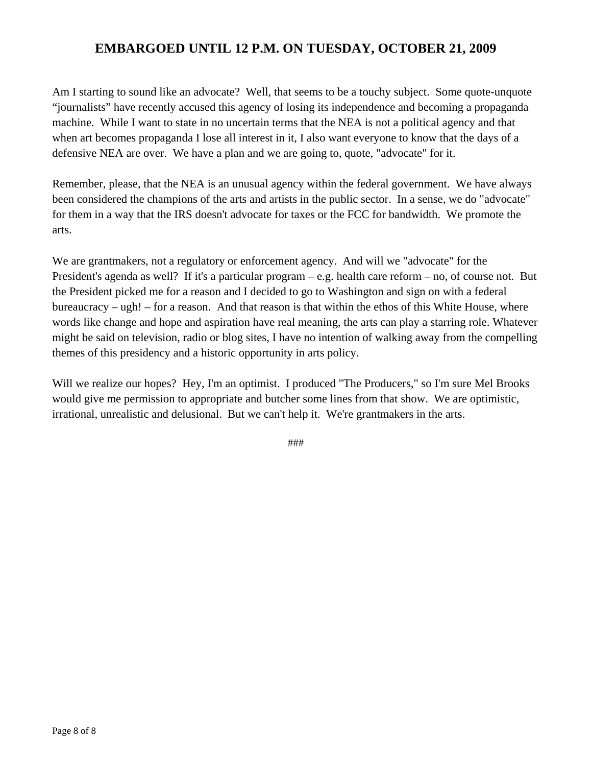**EMBARGOED UNTIL 12 P.M. ON TUESDAY, OCTOBER 21, 2009**

Am I starting to sound like an advocate? Well, that seems to be a touchy subject. Some quote-unquote "journalists" have recently accused this agency of losing its independence and becoming a propaganda machine. While I want to state in no uncertain terms that the NEA is not a political agency and that when art becomes propaganda I lose all interest in it, I also want everyone to know that the days of a defensive NEA are over. We have a plan and we are going to, quote, "advocate" for it.

Remember, please, that the NEA is an unusual agency within the federal government. We have always been considered the champions of the arts and artists in the public sector. In a sense, we do "advocate" for them in a way that the IRS doesn't advocate for taxes or the FCC for bandwidth. We promote the arts.

We are grantmakers, not a regulatory or enforcement agency. And will we "advocate" for the President's agenda as well? If it's a particular program – e.g. health care reform – no, of course not. But the President picked me for a reason and I decided to go to Washington and sign on with a federal bureaucracy – ugh! – for a reason. And that reason is that within the ethos of this White House, where words like change and hope and aspiration have real meaning, the arts can play a starring role. Whatever might be said on television, radio or blog sites, I have no intention of walking away from the compelling themes of this presidency and a historic opportunity in arts policy.

Will we realize our hopes? Hey, I'm an optimist. I produced "The Producers," so I'm sure Mel Brooks would give me permission to appropriate and butcher some lines from that show. We are optimistic, irrational, unrealistic and delusional. But we can't help it. We're grantmakers in the arts.

###